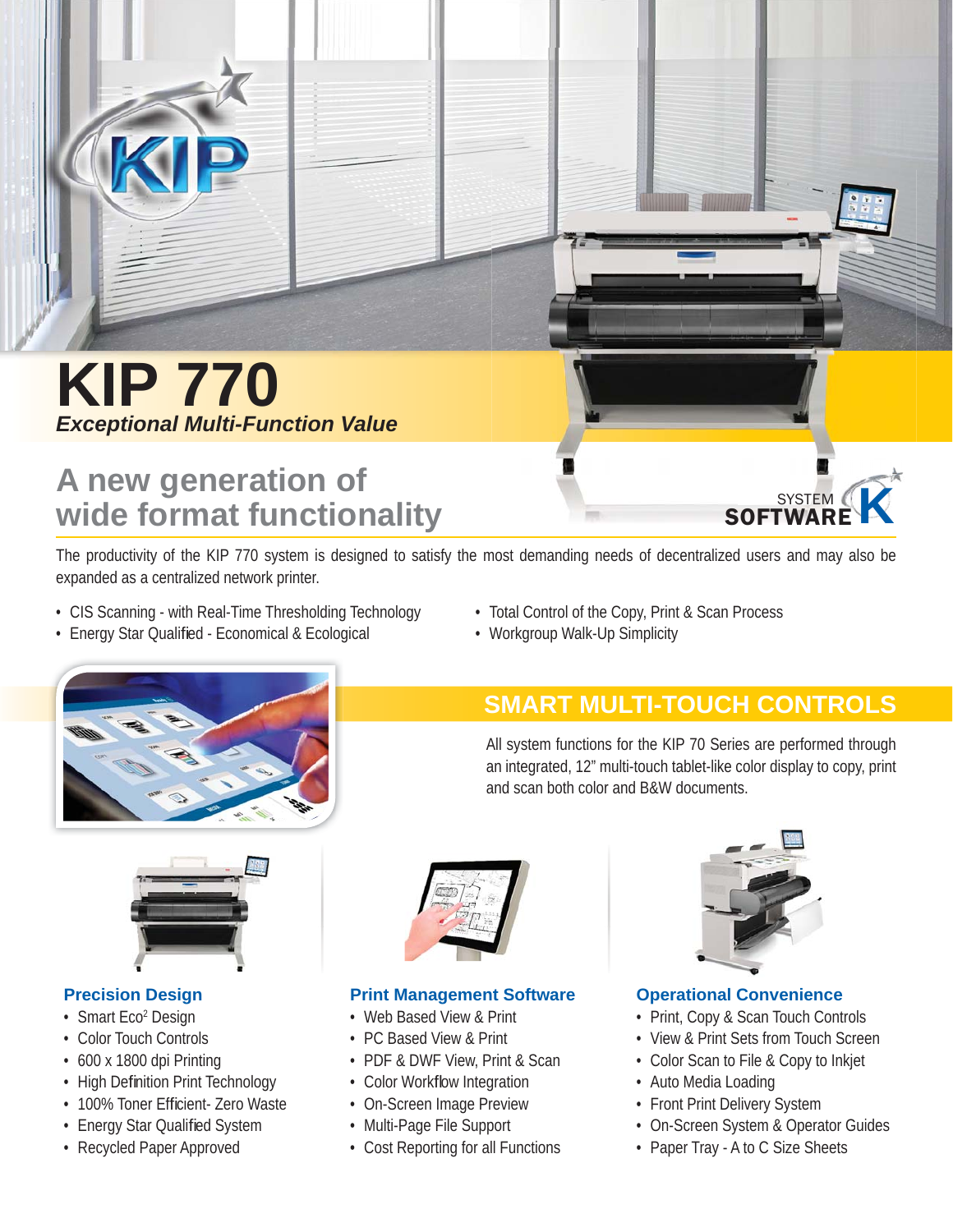# KIP 770

***Exceptional Multi-Function Value***

## A new generation of wide format functionality

SYSTEM SOFTWARE K

The productivity of the KIP 770 system is designed to satisfy the most demanding needs of decentralized users and may also be expanded as a centralized network printer.

- CIS Scanning - with Real-Time Thresholding Technology
- Energy Star Qualified - Economical & Ecological
- Total Control of the Copy, Print & Scan Process
- Workgroup Walk-Up Simplicity

## SMART MULTI-TOUCH CONTROLS

All system functions for the KIP 70 Series are performed through an integrated, 12" multi-touch tablet-like color display to copy, print and scan both color and B&W documents.

### Precision Design

- Smart Eco[2] Design
- Color Touch Controls
- 600 x 1800 dpi Printing
- High Definition Print Technology
- 100% Toner Efficient- Zero Waste
- Energy Star Qualified System
- Recycled Paper Approved

### Print Management Software

- Web Based View & Print
- PC Based View & Print
- PDF & DWF View, Print & Scan
- Color Workflow Integration
- On-Screen Image Preview
- Multi-Page File Support
- Cost Reporting for all Functions

### Operational Convenience

- Print, Copy & Scan Touch Controls
- View & Print Sets from Touch Screen
- Color Scan to File & Copy to Inkjet
- Auto Media Loading
- Front Print Delivery System
- On-Screen System & Operator Guides
- Paper Tray - A to C Size Sheets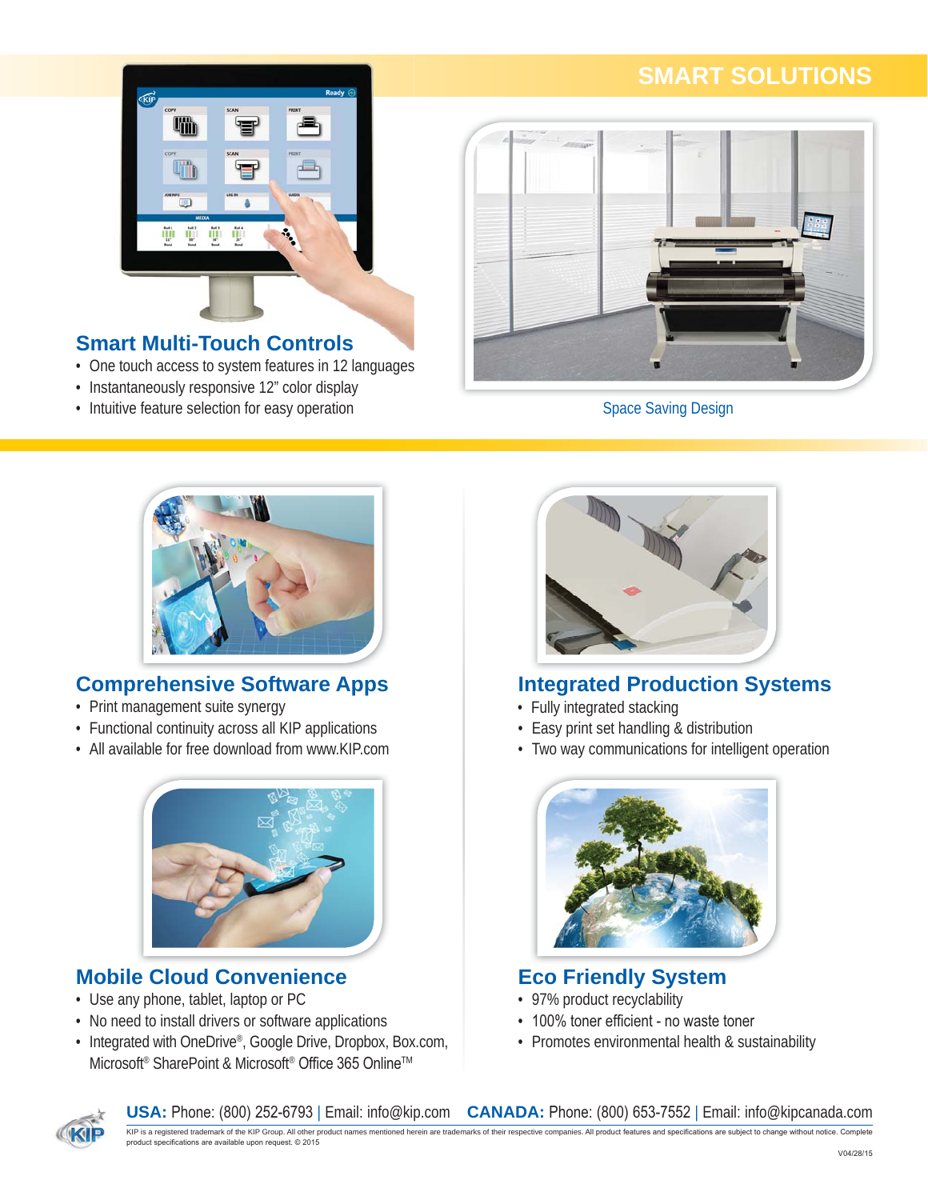## SMART SOLUTIONS

### Smart Multi-Touch Controls

- One touch access to system features in 12 languages
- Instantaneously responsive 12" color display
- Intuitive feature selection for easy operation

Space Saving Design

### Comprehensive Software Apps

- Print management suite synergy
- Functional continuity across all KIP applications
- All available for free download from www.KIP.com

### Mobile Cloud Convenience

- Use any phone, tablet, laptop or PC
- No need to install drivers or software applications
- Integrated with OneDrive®, Google Drive, Dropbox, Box.com, Microsoft® SharePoint & Microsoft® Office 365 Online™

### Integrated Production Systems

- Fully integrated stacking
- Easy print set handling & distribution
- Two way communications for intelligent operation

### Eco Friendly System

- 97% product recyclability
- 100% toner efficient - no waste toner
- Promotes environmental health & sustainability

**USA:** Phone: (800) 252-6793 | Email: info@kip.com **CANADA:** Phone: (800) 653-7552 | Email: info@kipcanada.com

KIP is a registered trademark of the KIP Group. All other product names mentioned herein are trademarks of their respective companies. All product features and specifications are subject to change without notice. Complete product specifications are available upon request. © 2015

V04/28/15